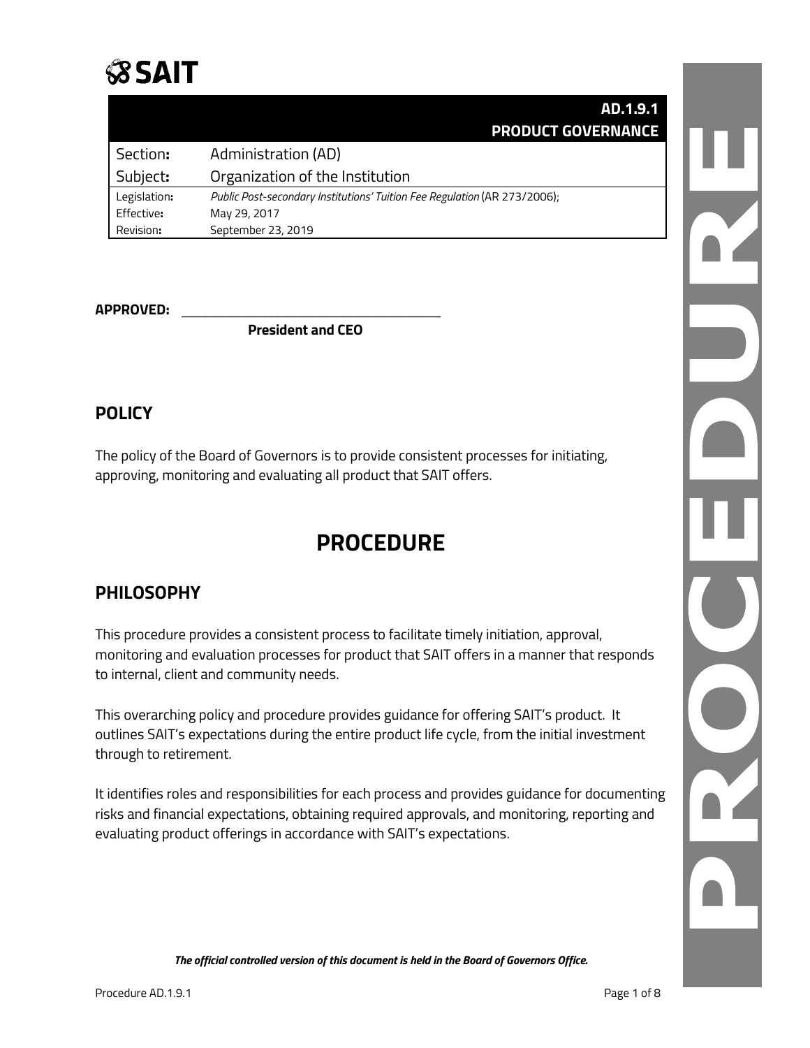SAIT

| AD.1.9.1 PRODUCT GOVERNANCE | |
|---|---|
| Section: | Administration (AD) |
| Subject: | Organization of the Institution |
| Legislation: | *Public Post-secondary Institutions' Tuition Fee Regulation* (AR 273/2006); |
| Effective: | May 29, 2017 |
| Revision: | September 23, 2019 |

**APPROVED:** ______________________________
**President and CEO**

## POLICY

The policy of the Board of Governors is to provide consistent processes for initiating, approving, monitoring and evaluating all product that SAIT offers.

# PROCEDURE

## PHILOSOPHY

This procedure provides a consistent process to facilitate timely initiation, approval, monitoring and evaluation processes for product that SAIT offers in a manner that responds to internal, client and community needs.

This overarching policy and procedure provides guidance for offering SAIT's product. It outlines SAIT's expectations during the entire product life cycle, from the initial investment through to retirement.

It identifies roles and responsibilities for each process and provides guidance for documenting risks and financial expectations, obtaining required approvals, and monitoring, reporting and evaluating product offerings in accordance with SAIT's expectations.

***The official controlled version of this document is held in the Board of Governors Office.***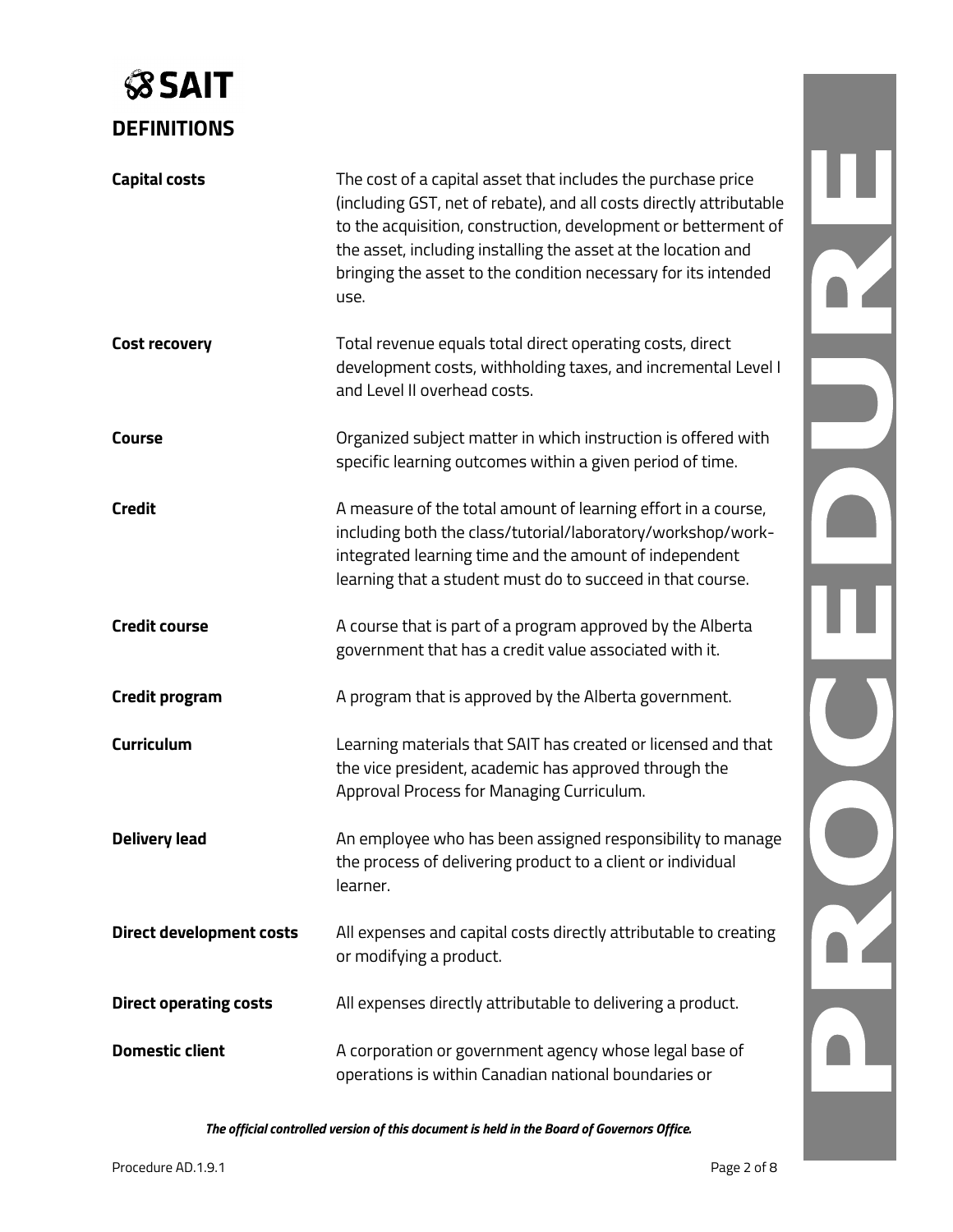## DEFINITIONS

| | |
|---|---|
| **Capital costs** | The cost of a capital asset that includes the purchase price (including GST, net of rebate), and all costs directly attributable to the acquisition, construction, development or betterment of the asset, including installing the asset at the location and bringing the asset to the condition necessary for its intended use. |
| **Cost recovery** | Total revenue equals total direct operating costs, direct development costs, withholding taxes, and incremental Level I and Level II overhead costs. |
| **Course** | Organized subject matter in which instruction is offered with specific learning outcomes within a given period of time. |
| **Credit** | A measure of the total amount of learning effort in a course, including both the class/tutorial/laboratory/workshop/work-integrated learning time and the amount of independent learning that a student must do to succeed in that course. |
| **Credit course** | A course that is part of a program approved by the Alberta government that has a credit value associated with it. |
| **Credit program** | A program that is approved by the Alberta government. |
| **Curriculum** | Learning materials that SAIT has created or licensed and that the vice president, academic has approved through the Approval Process for Managing Curriculum. |
| **Delivery lead** | An employee who has been assigned responsibility to manage the process of delivering product to a client or individual learner. |
| **Direct development costs** | All expenses and capital costs directly attributable to creating or modifying a product. |
| **Direct operating costs** | All expenses directly attributable to delivering a product. |
| **Domestic client** | A corporation or government agency whose legal base of operations is within Canadian national boundaries or |

*The official controlled version of this document is held in the Board of Governors Office.*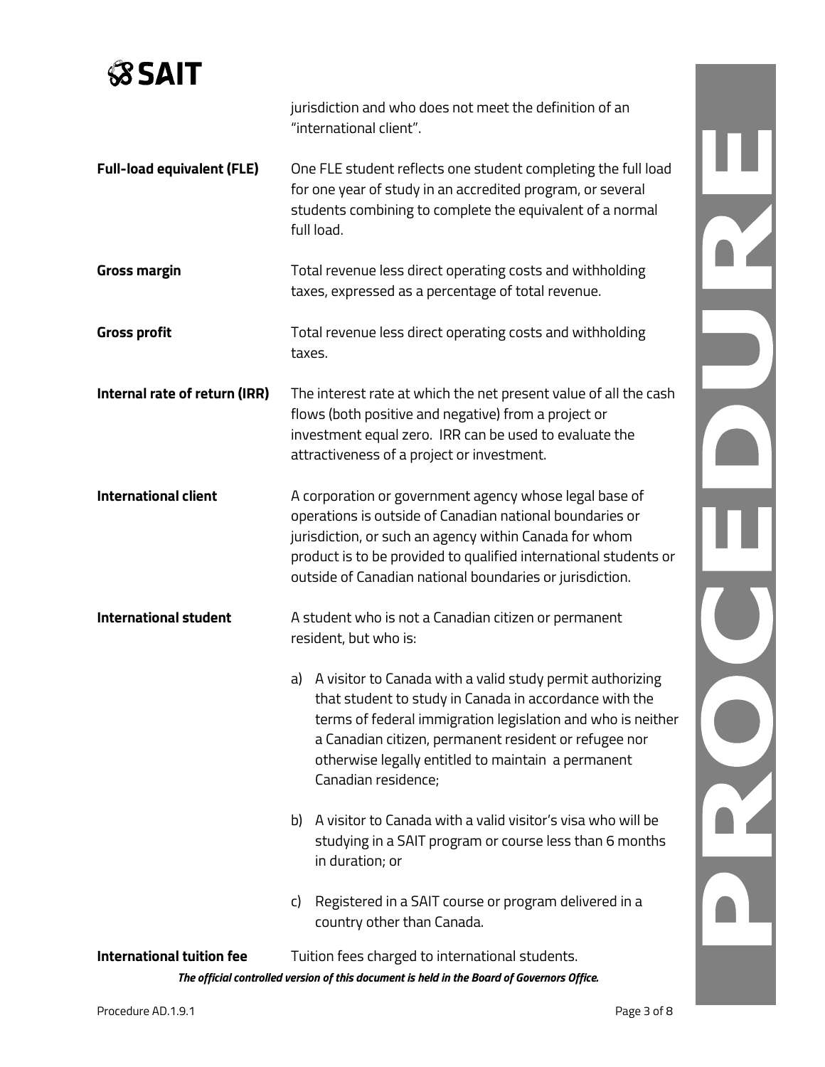jurisdiction and who does not meet the definition of an "international client".

**Full-load equivalent (FLE)** One FLE student reflects one student completing the full load for one year of study in an accredited program, or several students combining to complete the equivalent of a normal full load.

**Gross margin** Total revenue less direct operating costs and withholding taxes, expressed as a percentage of total revenue.

**Gross profit** Total revenue less direct operating costs and withholding taxes.

**Internal rate of return (IRR)** The interest rate at which the net present value of all the cash flows (both positive and negative) from a project or investment equal zero. IRR can be used to evaluate the attractiveness of a project or investment.

**International client** A corporation or government agency whose legal base of operations is outside of Canadian national boundaries or jurisdiction, or such an agency within Canada for whom product is to be provided to qualified international students or outside of Canadian national boundaries or jurisdiction.

**International student** A student who is not a Canadian citizen or permanent resident, but who is:

a) A visitor to Canada with a valid study permit authorizing that student to study in Canada in accordance with the terms of federal immigration legislation and who is neither a Canadian citizen, permanent resident or refugee nor otherwise legally entitled to maintain a permanent Canadian residence;

b) A visitor to Canada with a valid visitor's visa who will be studying in a SAIT program or course less than 6 months in duration; or

c) Registered in a SAIT course or program delivered in a country other than Canada.

**International tuition fee** Tuition fees charged to international students.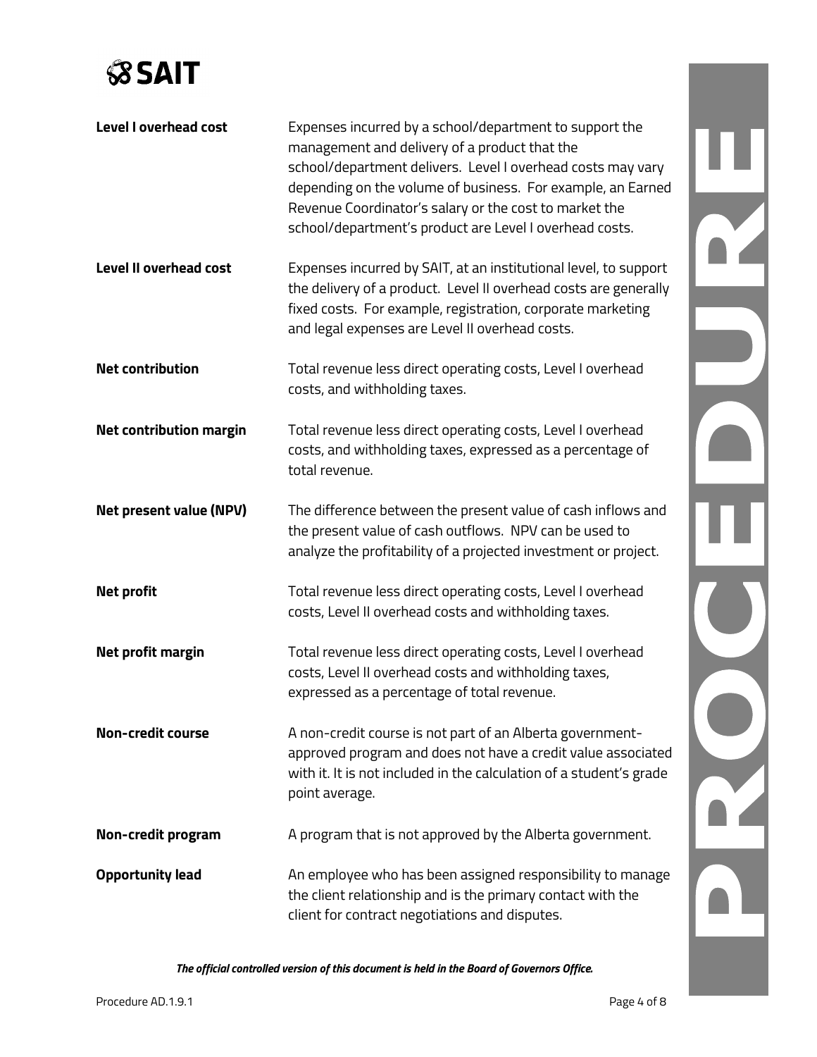| | |
|---|---|
| **Level I overhead cost** | Expenses incurred by a school/department to support the management and delivery of a product that the school/department delivers. Level I overhead costs may vary depending on the volume of business. For example, an Earned Revenue Coordinator's salary or the cost to market the school/department's product are Level I overhead costs. |
| **Level II overhead cost** | Expenses incurred by SAIT, at an institutional level, to support the delivery of a product. Level II overhead costs are generally fixed costs. For example, registration, corporate marketing and legal expenses are Level II overhead costs. |
| **Net contribution** | Total revenue less direct operating costs, Level I overhead costs, and withholding taxes. |
| **Net contribution margin** | Total revenue less direct operating costs, Level I overhead costs, and withholding taxes, expressed as a percentage of total revenue. |
| **Net present value (NPV)** | The difference between the present value of cash inflows and the present value of cash outflows. NPV can be used to analyze the profitability of a projected investment or project. |
| **Net profit** | Total revenue less direct operating costs, Level I overhead costs, Level II overhead costs and withholding taxes. |
| **Net profit margin** | Total revenue less direct operating costs, Level I overhead costs, Level II overhead costs and withholding taxes, expressed as a percentage of total revenue. |
| **Non-credit course** | A non-credit course is not part of an Alberta government-approved program and does not have a credit value associated with it. It is not included in the calculation of a student's grade point average. |
| **Non-credit program** | A program that is not approved by the Alberta government. |
| **Opportunity lead** | An employee who has been assigned responsibility to manage the client relationship and is the primary contact with the client for contract negotiations and disputes. |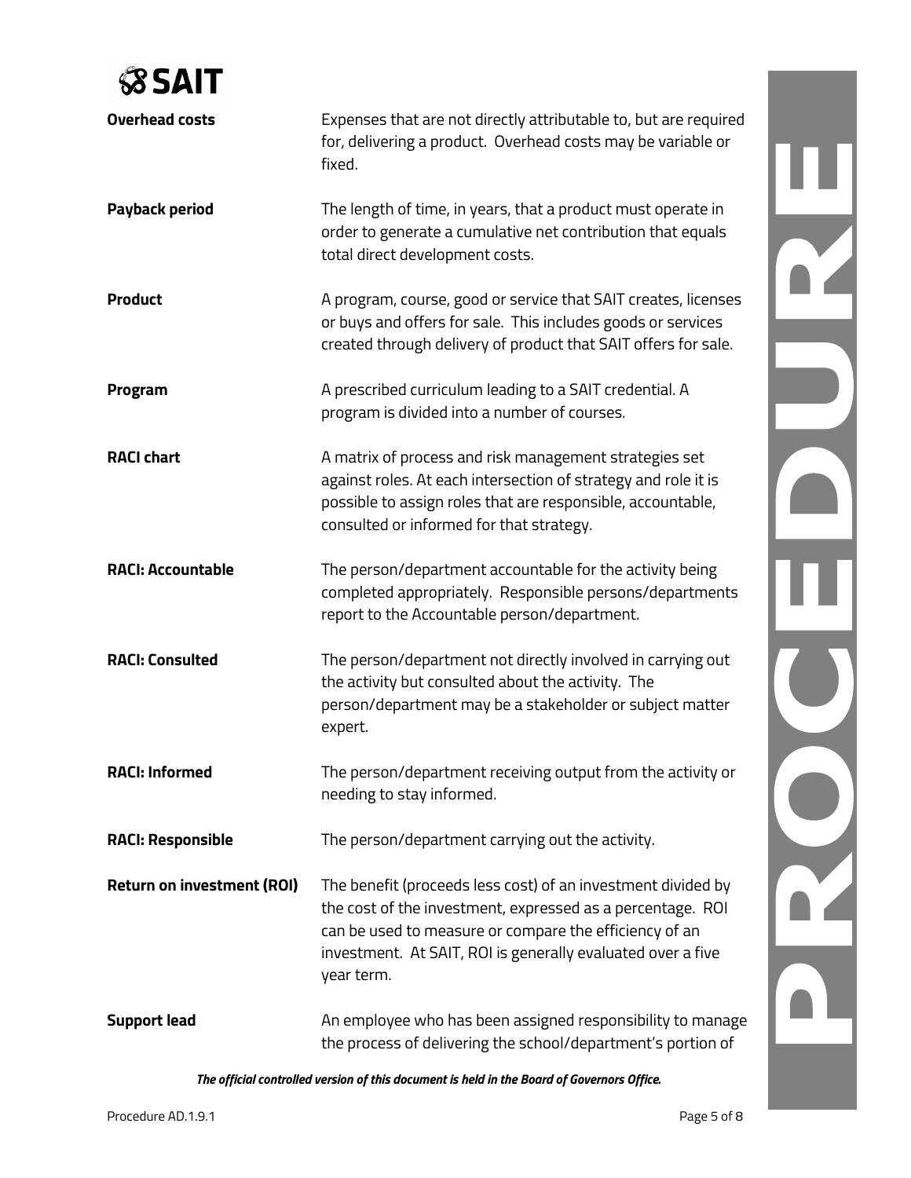| | |
|---|---|
| **Overhead costs** | Expenses that are not directly attributable to, but are required for, delivering a product. Overhead costs may be variable or fixed. |
| **Payback period** | The length of time, in years, that a product must operate in order to generate a cumulative net contribution that equals total direct development costs. |
| **Product** | A program, course, good or service that SAIT creates, licenses or buys and offers for sale. This includes goods or services created through delivery of product that SAIT offers for sale. |
| **Program** | A prescribed curriculum leading to a SAIT credential. A program is divided into a number of courses. |
| **RACI chart** | A matrix of process and risk management strategies set against roles. At each intersection of strategy and role it is possible to assign roles that are responsible, accountable, consulted or informed for that strategy. |
| **RACI: Accountable** | The person/department accountable for the activity being completed appropriately. Responsible persons/departments report to the Accountable person/department. |
| **RACI: Consulted** | The person/department not directly involved in carrying out the activity but consulted about the activity. The person/department may be a stakeholder or subject matter expert. |
| **RACI: Informed** | The person/department receiving output from the activity or needing to stay informed. |
| **RACI: Responsible** | The person/department carrying out the activity. |
| **Return on investment (ROI)** | The benefit (proceeds less cost) of an investment divided by the cost of the investment, expressed as a percentage. ROI can be used to measure or compare the efficiency of an investment. At SAIT, ROI is generally evaluated over a five year term. |
| **Support lead** | An employee who has been assigned responsibility to manage the process of delivering the school/department's portion of |

*The official controlled version of this document is held in the Board of Governors Office.*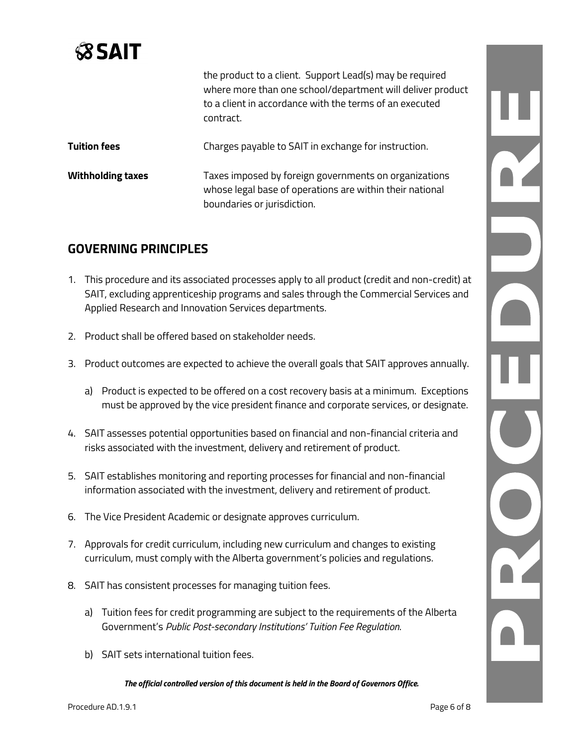| | |
|---|---|
| | the product to a client. Support Lead(s) may be required where more than one school/department will deliver product to a client in accordance with the terms of an executed contract. |
| **Tuition fees** | Charges payable to SAIT in exchange for instruction. |
| **Withholding taxes** | Taxes imposed by foreign governments on organizations whose legal base of operations are within their national boundaries or jurisdiction. |

## GOVERNING PRINCIPLES

1. This procedure and its associated processes apply to all product (credit and non-credit) at SAIT, excluding apprenticeship programs and sales through the Commercial Services and Applied Research and Innovation Services departments.

2. Product shall be offered based on stakeholder needs.

3. Product outcomes are expected to achieve the overall goals that SAIT approves annually.

   a) Product is expected to be offered on a cost recovery basis at a minimum. Exceptions must be approved by the vice president finance and corporate services, or designate.

4. SAIT assesses potential opportunities based on financial and non-financial criteria and risks associated with the investment, delivery and retirement of product.

5. SAIT establishes monitoring and reporting processes for financial and non-financial information associated with the investment, delivery and retirement of product.

6. The Vice President Academic or designate approves curriculum.

7. Approvals for credit curriculum, including new curriculum and changes to existing curriculum, must comply with the Alberta government's policies and regulations.

8. SAIT has consistent processes for managing tuition fees.

   a) Tuition fees for credit programming are subject to the requirements of the Alberta Government's *Public Post-secondary Institutions' Tuition Fee Regulation*.

   b) SAIT sets international tuition fees.

***The official controlled version of this document is held in the Board of Governors Office.***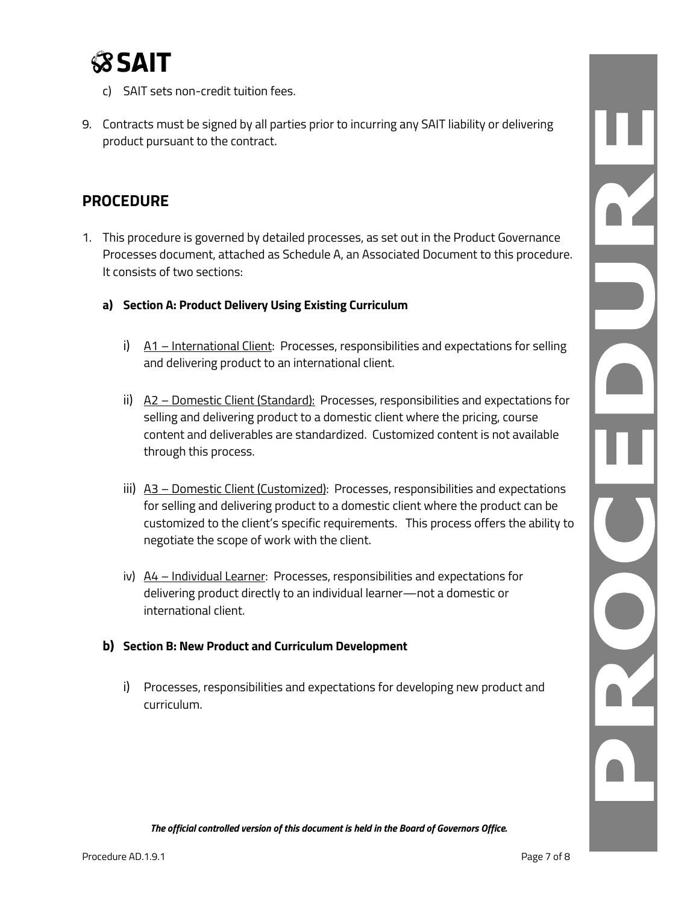c) SAIT sets non-credit tuition fees.

9. Contracts must be signed by all parties prior to incurring any SAIT liability or delivering product pursuant to the contract.

## PROCEDURE

1. This procedure is governed by detailed processes, as set out in the Product Governance Processes document, attached as Schedule A, an Associated Document to this procedure. It consists of two sections:

   **a) Section A: Product Delivery Using Existing Curriculum**

   i) A1 – International Client: Processes, responsibilities and expectations for selling and delivering product to an international client.

   ii) A2 – Domestic Client (Standard): Processes, responsibilities and expectations for selling and delivering product to a domestic client where the pricing, course content and deliverables are standardized. Customized content is not available through this process.

   iii) A3 – Domestic Client (Customized): Processes, responsibilities and expectations for selling and delivering product to a domestic client where the product can be customized to the client's specific requirements. This process offers the ability to negotiate the scope of work with the client.

   iv) A4 – Individual Learner: Processes, responsibilities and expectations for delivering product directly to an individual learner—not a domestic or international client.

   **b) Section B: New Product and Curriculum Development**

   i) Processes, responsibilities and expectations for developing new product and curriculum.

***The official controlled version of this document is held in the Board of Governors Office.***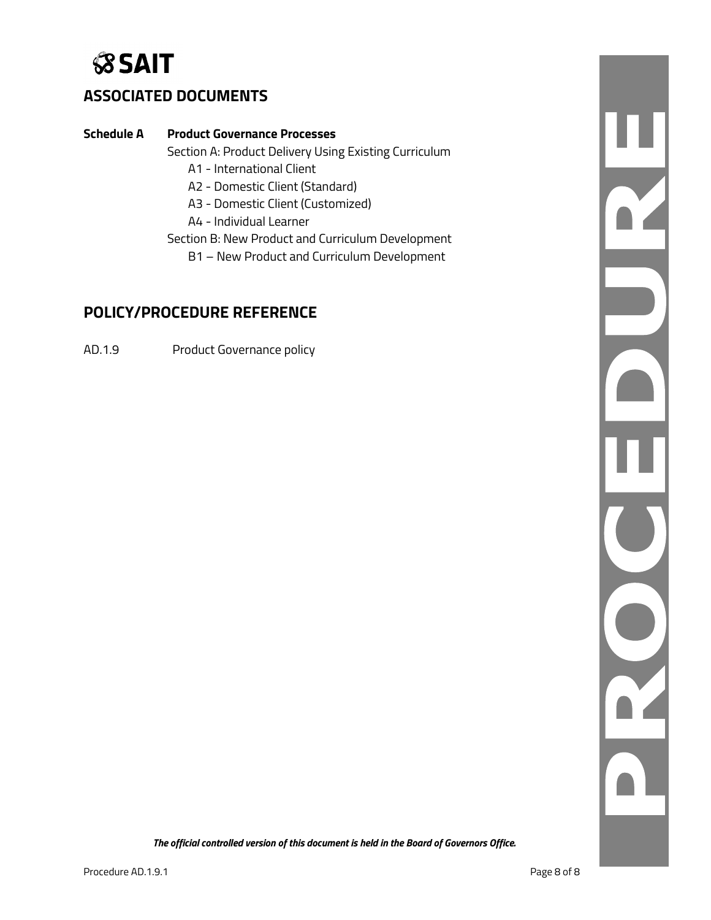## ASSOCIATED DOCUMENTS

**Schedule A** **Product Governance Processes**

Section A: Product Delivery Using Existing Curriculum

- A1 - International Client
- A2 - Domestic Client (Standard)
- A3 - Domestic Client (Customized)
- A4 - Individual Learner

Section B: New Product and Curriculum Development

- B1 – New Product and Curriculum Development

## POLICY/PROCEDURE REFERENCE

AD.1.9 Product Governance policy

***The official controlled version of this document is held in the Board of Governors Office.***